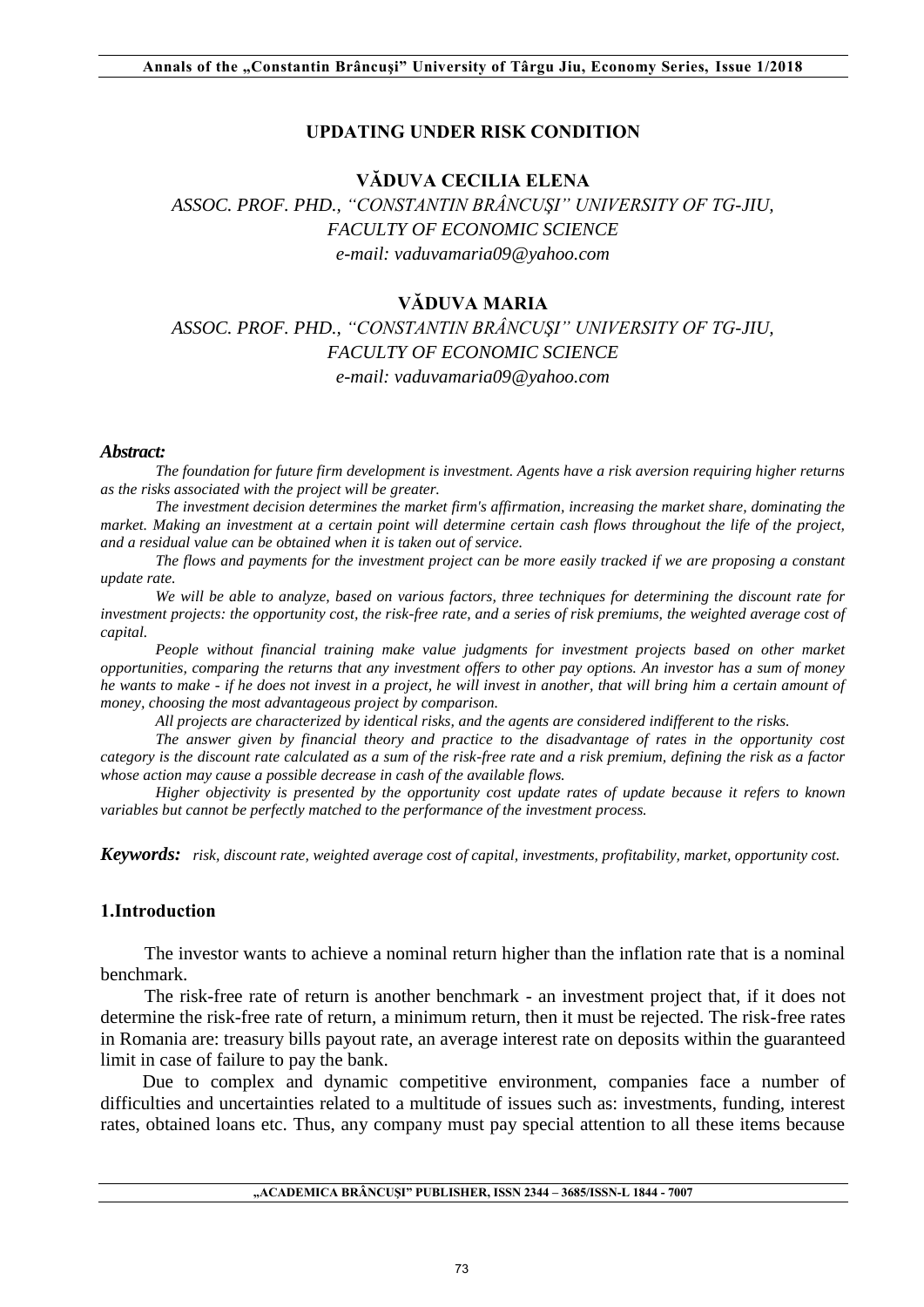# UPDATING UNDER RISK CONDITION

**VĂDUVA CECILIA ELENA**

*ASSOC. PROF. PHD., "CONSTANTIN BRÂNCUŞI" UNIVERSITY OF TG-JIU, FACULTY OF ECONOMIC SCIENCE*
*e-mail: vaduvamaria09@yahoo.com*

**VĂDUVA MARIA**

*ASSOC. PROF. PHD., "CONSTANTIN BRÂNCUŞI" UNIVERSITY OF TG-JIU, FACULTY OF ECONOMIC SCIENCE*
*e-mail: vaduvamaria09@yahoo.com*

***Abstract:***

*The foundation for future firm development is investment. Agents have a risk aversion requiring higher returns as the risks associated with the project will be greater.*

*The investment decision determines the market firm's affirmation, increasing the market share, dominating the market. Making an investment at a certain point will determine certain cash flows throughout the life of the project, and a residual value can be obtained when it is taken out of service.*

*The flows and payments for the investment project can be more easily tracked if we are proposing a constant update rate.*

*We will be able to analyze, based on various factors, three techniques for determining the discount rate for investment projects: the opportunity cost, the risk-free rate, and a series of risk premiums, the weighted average cost of capital.*

*People without financial training make value judgments for investment projects based on other market opportunities, comparing the returns that any investment offers to other pay options. An investor has a sum of money he wants to make - if he does not invest in a project, he will invest in another, that will bring him a certain amount of money, choosing the most advantageous project by comparison.*

*All projects are characterized by identical risks, and the agents are considered indifferent to the risks.*

*The answer given by financial theory and practice to the disadvantage of rates in the opportunity cost category is the discount rate calculated as a sum of the risk-free rate and a risk premium, defining the risk as a factor whose action may cause a possible decrease in cash of the available flows.*

*Higher objectivity is presented by the opportunity cost update rates of update because it refers to known variables but cannot be perfectly matched to the performance of the investment process.*

***Keywords:*** *risk, discount rate, weighted average cost of capital, investments, profitability, market, opportunity cost.*

## 1.Introduction

The investor wants to achieve a nominal return higher than the inflation rate that is a nominal benchmark.

The risk-free rate of return is another benchmark - an investment project that, if it does not determine the risk-free rate of return, a minimum return, then it must be rejected. The risk-free rates in Romania are: treasury bills payout rate, an average interest rate on deposits within the guaranteed limit in case of failure to pay the bank.

Due to complex and dynamic competitive environment, companies face a number of difficulties and uncertainties related to a multitude of issues such as: investments, funding, interest rates, obtained loans etc. Thus, any company must pay special attention to all these items because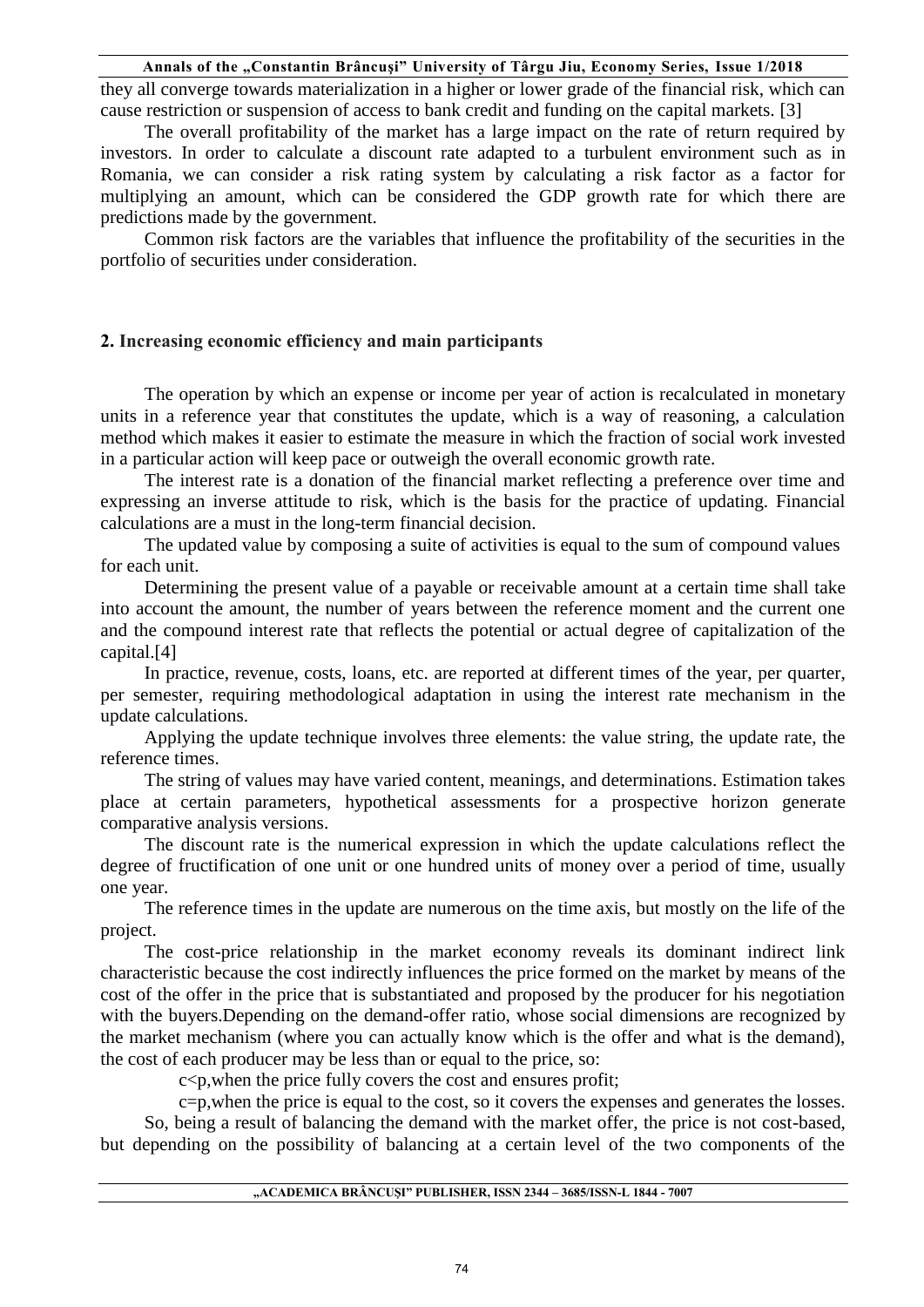they all converge towards materialization in a higher or lower grade of the financial risk, which can cause restriction or suspension of access to bank credit and funding on the capital markets. [3]

The overall profitability of the market has a large impact on the rate of return required by investors. In order to calculate a discount rate adapted to a turbulent environment such as in Romania, we can consider a risk rating system by calculating a risk factor as a factor for multiplying an amount, which can be considered the GDP growth rate for which there are predictions made by the government.

Common risk factors are the variables that influence the profitability of the securities in the portfolio of securities under consideration.

## 2. Increasing economic efficiency and main participants

The operation by which an expense or income per year of action is recalculated in monetary units in a reference year that constitutes the update, which is a way of reasoning, a calculation method which makes it easier to estimate the measure in which the fraction of social work invested in a particular action will keep pace or outweigh the overall economic growth rate.

The interest rate is a donation of the financial market reflecting a preference over time and expressing an inverse attitude to risk, which is the basis for the practice of updating. Financial calculations are a must in the long-term financial decision.

The updated value by composing a suite of activities is equal to the sum of compound values for each unit.

Determining the present value of a payable or receivable amount at a certain time shall take into account the amount, the number of years between the reference moment and the current one and the compound interest rate that reflects the potential or actual degree of capitalization of the capital.[4]

In practice, revenue, costs, loans, etc. are reported at different times of the year, per quarter, per semester, requiring methodological adaptation in using the interest rate mechanism in the update calculations.

Applying the update technique involves three elements: the value string, the update rate, the reference times.

The string of values may have varied content, meanings, and determinations. Estimation takes place at certain parameters, hypothetical assessments for a prospective horizon generate comparative analysis versions.

The discount rate is the numerical expression in which the update calculations reflect the degree of fructification of one unit or one hundred units of money over a period of time, usually one year.

The reference times in the update are numerous on the time axis, but mostly on the life of the project.

The cost-price relationship in the market economy reveals its dominant indirect link characteristic because the cost indirectly influences the price formed on the market by means of the cost of the offer in the price that is substantiated and proposed by the producer for his negotiation with the buyers.Depending on the demand-offer ratio, whose social dimensions are recognized by the market mechanism (where you can actually know which is the offer and what is the demand), the cost of each producer may be less than or equal to the price, so:

$c<p$,when the price fully covers the cost and ensures profit;

$c=p$,when the price is equal to the cost, so it covers the expenses and generates the losses.

So, being a result of balancing the demand with the market offer, the price is not cost-based, but depending on the possibility of balancing at a certain level of the two components of the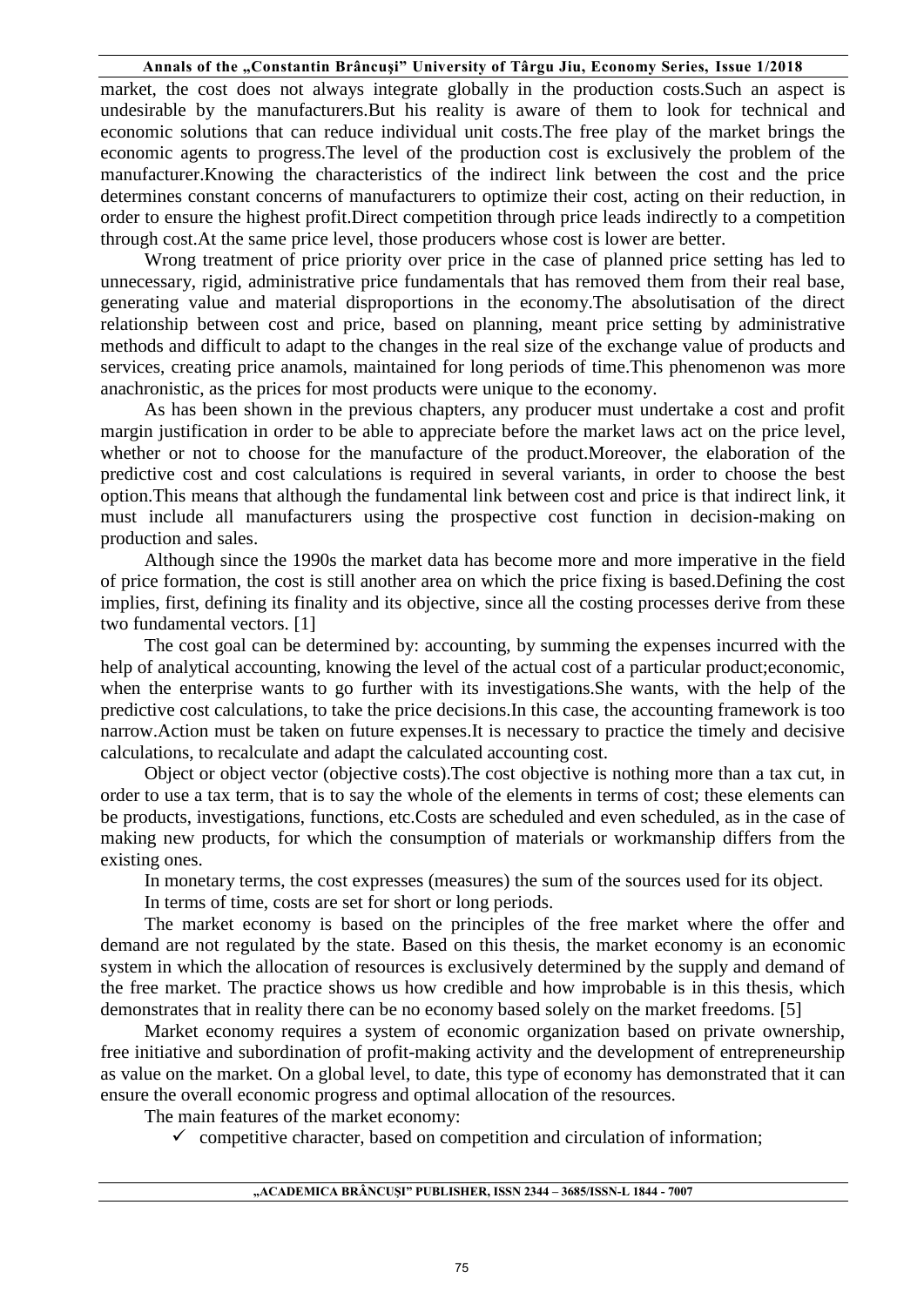market, the cost does not always integrate globally in the production costs.Such an aspect is undesirable by the manufacturers.But his reality is aware of them to look for technical and economic solutions that can reduce individual unit costs.The free play of the market brings the economic agents to progress.The level of the production cost is exclusively the problem of the manufacturer.Knowing the characteristics of the indirect link between the cost and the price determines constant concerns of manufacturers to optimize their cost, acting on their reduction, in order to ensure the highest profit.Direct competition through price leads indirectly to a competition through cost.At the same price level, those producers whose cost is lower are better.

Wrong treatment of price priority over price in the case of planned price setting has led to unnecessary, rigid, administrative price fundamentals that has removed them from their real base, generating value and material disproportions in the economy.The absolutisation of the direct relationship between cost and price, based on planning, meant price setting by administrative methods and difficult to adapt to the changes in the real size of the exchange value of products and services, creating price anamols, maintained for long periods of time.This phenomenon was more anachronistic, as the prices for most products were unique to the economy.

As has been shown in the previous chapters, any producer must undertake a cost and profit margin justification in order to be able to appreciate before the market laws act on the price level, whether or not to choose for the manufacture of the product.Moreover, the elaboration of the predictive cost and cost calculations is required in several variants, in order to choose the best option.This means that although the fundamental link between cost and price is that indirect link, it must include all manufacturers using the prospective cost function in decision-making on production and sales.

Although since the 1990s the market data has become more and more imperative in the field of price formation, the cost is still another area on which the price fixing is based.Defining the cost implies, first, defining its finality and its objective, since all the costing processes derive from these two fundamental vectors. [1]

The cost goal can be determined by: accounting, by summing the expenses incurred with the help of analytical accounting, knowing the level of the actual cost of a particular product;economic, when the enterprise wants to go further with its investigations.She wants, with the help of the predictive cost calculations, to take the price decisions.In this case, the accounting framework is too narrow.Action must be taken on future expenses.It is necessary to practice the timely and decisive calculations, to recalculate and adapt the calculated accounting cost.

Object or object vector (objective costs).The cost objective is nothing more than a tax cut, in order to use a tax term, that is to say the whole of the elements in terms of cost; these elements can be products, investigations, functions, etc.Costs are scheduled and even scheduled, as in the case of making new products, for which the consumption of materials or workmanship differs from the existing ones.

In monetary terms, the cost expresses (measures) the sum of the sources used for its object.

In terms of time, costs are set for short or long periods.

The market economy is based on the principles of the free market where the offer and demand are not regulated by the state. Based on this thesis, the market economy is an economic system in which the allocation of resources is exclusively determined by the supply and demand of the free market. The practice shows us how credible and how improbable is in this thesis, which demonstrates that in reality there can be no economy based solely on the market freedoms. [5]

Market economy requires a system of economic organization based on private ownership, free initiative and subordination of profit-making activity and the development of entrepreneurship as value on the market. On a global level, to date, this type of economy has demonstrated that it can ensure the overall economic progress and optimal allocation of the resources.

The main features of the market economy:

- ✓ competitive character, based on competition and circulation of information;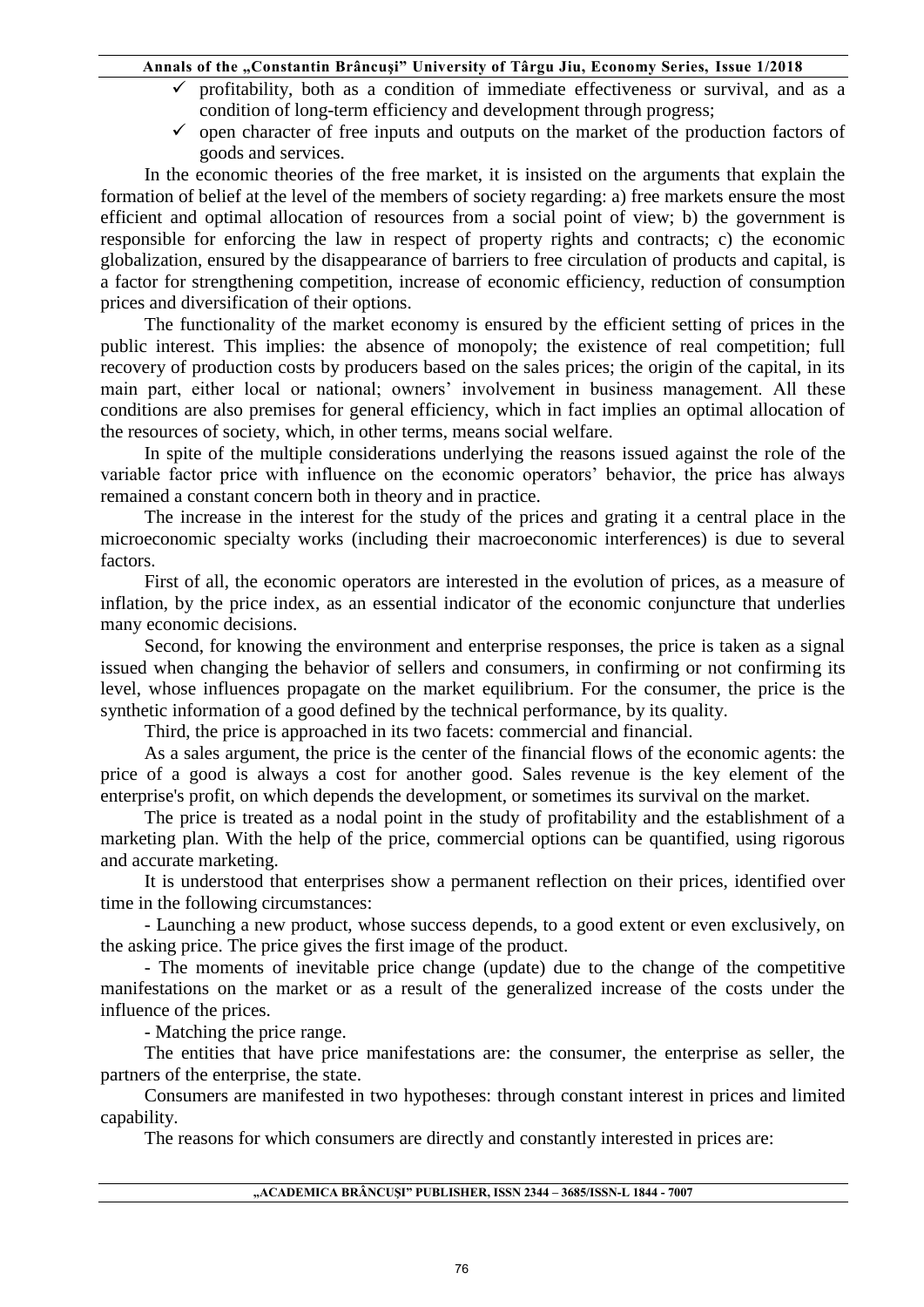- ✓ profitability, both as a condition of immediate effectiveness or survival, and as a condition of long-term efficiency and development through progress;
- ✓ open character of free inputs and outputs on the market of the production factors of goods and services.

In the economic theories of the free market, it is insisted on the arguments that explain the formation of belief at the level of the members of society regarding: a) free markets ensure the most efficient and optimal allocation of resources from a social point of view; b) the government is responsible for enforcing the law in respect of property rights and contracts; c) the economic globalization, ensured by the disappearance of barriers to free circulation of products and capital, is a factor for strengthening competition, increase of economic efficiency, reduction of consumption prices and diversification of their options.

The functionality of the market economy is ensured by the efficient setting of prices in the public interest. This implies: the absence of monopoly; the existence of real competition; full recovery of production costs by producers based on the sales prices; the origin of the capital, in its main part, either local or national; owners' involvement in business management. All these conditions are also premises for general efficiency, which in fact implies an optimal allocation of the resources of society, which, in other terms, means social welfare.

In spite of the multiple considerations underlying the reasons issued against the role of the variable factor price with influence on the economic operators' behavior, the price has always remained a constant concern both in theory and in practice.

The increase in the interest for the study of the prices and grating it a central place in the microeconomic specialty works (including their macroeconomic interferences) is due to several factors.

First of all, the economic operators are interested in the evolution of prices, as a measure of inflation, by the price index, as an essential indicator of the economic conjuncture that underlies many economic decisions.

Second, for knowing the environment and enterprise responses, the price is taken as a signal issued when changing the behavior of sellers and consumers, in confirming or not confirming its level, whose influences propagate on the market equilibrium. For the consumer, the price is the synthetic information of a good defined by the technical performance, by its quality.

Third, the price is approached in its two facets: commercial and financial.

As a sales argument, the price is the center of the financial flows of the economic agents: the price of a good is always a cost for another good. Sales revenue is the key element of the enterprise's profit, on which depends the development, or sometimes its survival on the market.

The price is treated as a nodal point in the study of profitability and the establishment of a marketing plan. With the help of the price, commercial options can be quantified, using rigorous and accurate marketing.

It is understood that enterprises show a permanent reflection on their prices, identified over time in the following circumstances:

- Launching a new product, whose success depends, to a good extent or even exclusively, on the asking price. The price gives the first image of the product.

- The moments of inevitable price change (update) due to the change of the competitive manifestations on the market or as a result of the generalized increase of the costs under the influence of the prices.

- Matching the price range.

The entities that have price manifestations are: the consumer, the enterprise as seller, the partners of the enterprise, the state.

Consumers are manifested in two hypotheses: through constant interest in prices and limited capability.

The reasons for which consumers are directly and constantly interested in prices are: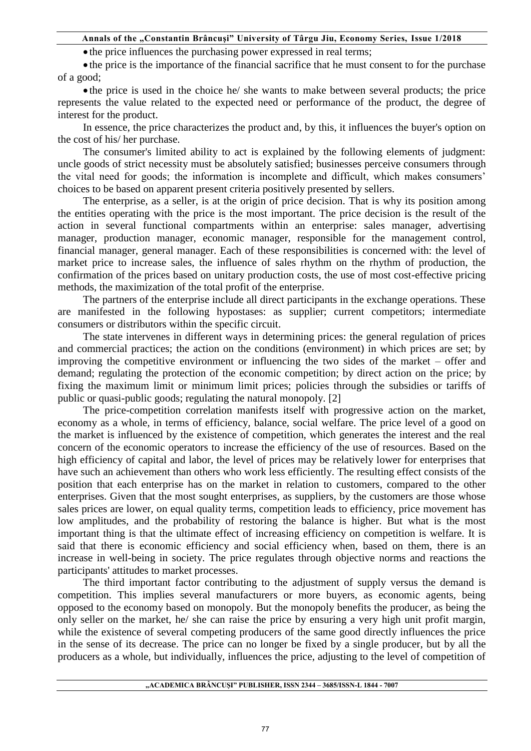- the price influences the purchasing power expressed in real terms;
- the price is the importance of the financial sacrifice that he must consent to for the purchase of a good;
- the price is used in the choice he/ she wants to make between several products; the price represents the value related to the expected need or performance of the product, the degree of interest for the product.

In essence, the price characterizes the product and, by this, it influences the buyer's option on the cost of his/ her purchase.

The consumer's limited ability to act is explained by the following elements of judgment: uncle goods of strict necessity must be absolutely satisfied; businesses perceive consumers through the vital need for goods; the information is incomplete and difficult, which makes consumers' choices to be based on apparent present criteria positively presented by sellers.

The enterprise, as a seller, is at the origin of price decision. That is why its position among the entities operating with the price is the most important. The price decision is the result of the action in several functional compartments within an enterprise: sales manager, advertising manager, production manager, economic manager, responsible for the management control, financial manager, general manager. Each of these responsibilities is concerned with: the level of market price to increase sales, the influence of sales rhythm on the rhythm of production, the confirmation of the prices based on unitary production costs, the use of most cost-effective pricing methods, the maximization of the total profit of the enterprise.

The partners of the enterprise include all direct participants in the exchange operations. These are manifested in the following hypostases: as supplier; current competitors; intermediate consumers or distributors within the specific circuit.

The state intervenes in different ways in determining prices: the general regulation of prices and commercial practices; the action on the conditions (environment) in which prices are set; by improving the competitive environment or influencing the two sides of the market – offer and demand; regulating the protection of the economic competition; by direct action on the price; by fixing the maximum limit or minimum limit prices; policies through the subsidies or tariffs of public or quasi-public goods; regulating the natural monopoly. [2]

The price-competition correlation manifests itself with progressive action on the market, economy as a whole, in terms of efficiency, balance, social welfare. The price level of a good on the market is influenced by the existence of competition, which generates the interest and the real concern of the economic operators to increase the efficiency of the use of resources. Based on the high efficiency of capital and labor, the level of prices may be relatively lower for enterprises that have such an achievement than others who work less efficiently. The resulting effect consists of the position that each enterprise has on the market in relation to customers, compared to the other enterprises. Given that the most sought enterprises, as suppliers, by the customers are those whose sales prices are lower, on equal quality terms, competition leads to efficiency, price movement has low amplitudes, and the probability of restoring the balance is higher. But what is the most important thing is that the ultimate effect of increasing efficiency on competition is welfare. It is said that there is economic efficiency and social efficiency when, based on them, there is an increase in well-being in society. The price regulates through objective norms and reactions the participants' attitudes to market processes.

The third important factor contributing to the adjustment of supply versus the demand is competition. This implies several manufacturers or more buyers, as economic agents, being opposed to the economy based on monopoly. But the monopoly benefits the producer, as being the only seller on the market, he/ she can raise the price by ensuring a very high unit profit margin, while the existence of several competing producers of the same good directly influences the price in the sense of its decrease. The price can no longer be fixed by a single producer, but by all the producers as a whole, but individually, influences the price, adjusting to the level of competition of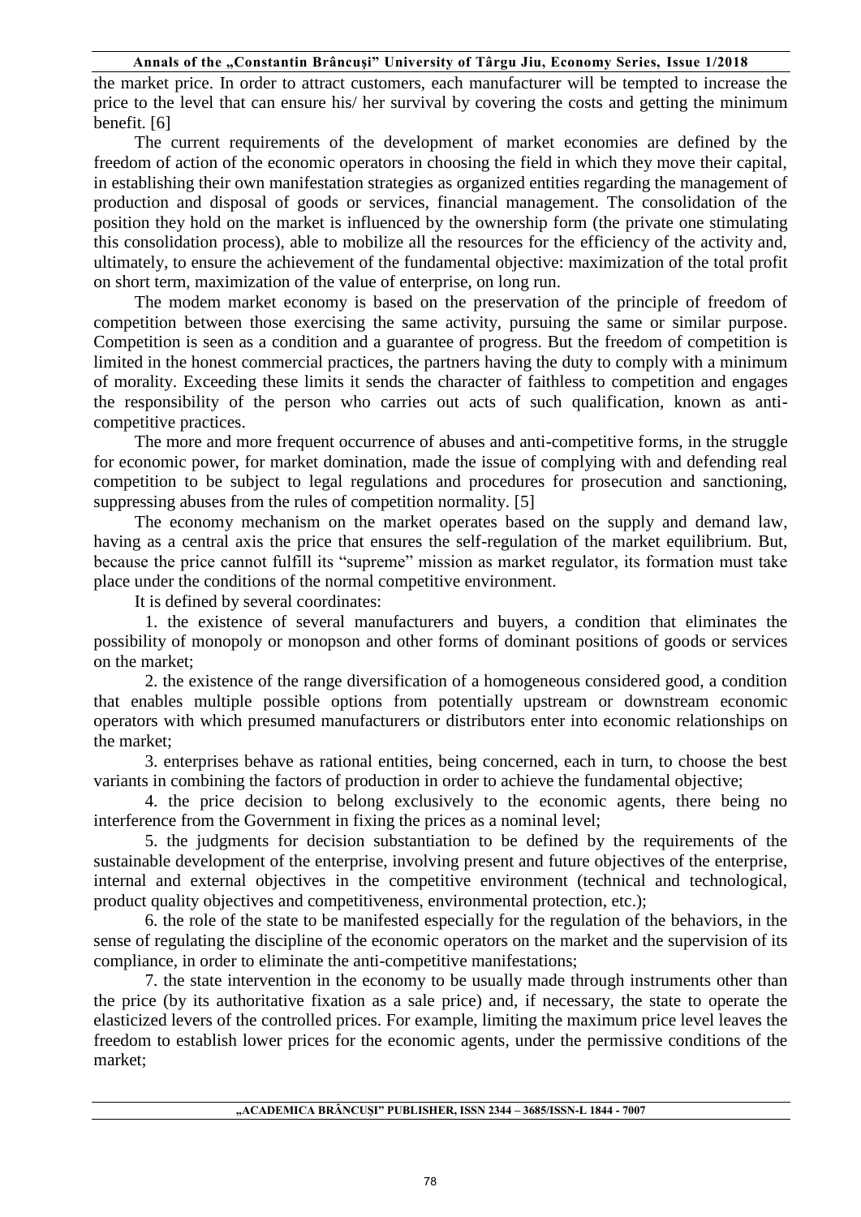the market price. In order to attract customers, each manufacturer will be tempted to increase the price to the level that can ensure his/ her survival by covering the costs and getting the minimum benefit. [6]

The current requirements of the development of market economies are defined by the freedom of action of the economic operators in choosing the field in which they move their capital, in establishing their own manifestation strategies as organized entities regarding the management of production and disposal of goods or services, financial management. The consolidation of the position they hold on the market is influenced by the ownership form (the private one stimulating this consolidation process), able to mobilize all the resources for the efficiency of the activity and, ultimately, to ensure the achievement of the fundamental objective: maximization of the total profit on short term, maximization of the value of enterprise, on long run.

The modem market economy is based on the preservation of the principle of freedom of competition between those exercising the same activity, pursuing the same or similar purpose. Competition is seen as a condition and a guarantee of progress. But the freedom of competition is limited in the honest commercial practices, the partners having the duty to comply with a minimum of morality. Exceeding these limits it sends the character of faithless to competition and engages the responsibility of the person who carries out acts of such qualification, known as anti-competitive practices.

The more and more frequent occurrence of abuses and anti-competitive forms, in the struggle for economic power, for market domination, made the issue of complying with and defending real competition to be subject to legal regulations and procedures for prosecution and sanctioning, suppressing abuses from the rules of competition normality. [5]

The economy mechanism on the market operates based on the supply and demand law, having as a central axis the price that ensures the self-regulation of the market equilibrium. But, because the price cannot fulfill its "supreme" mission as market regulator, its formation must take place under the conditions of the normal competitive environment.

It is defined by several coordinates:

1. the existence of several manufacturers and buyers, a condition that eliminates the possibility of monopoly or monopson and other forms of dominant positions of goods or services on the market;

2. the existence of the range diversification of a homogeneous considered good, a condition that enables multiple possible options from potentially upstream or downstream economic operators with which presumed manufacturers or distributors enter into economic relationships on the market;

3. enterprises behave as rational entities, being concerned, each in turn, to choose the best variants in combining the factors of production in order to achieve the fundamental objective;

4. the price decision to belong exclusively to the economic agents, there being no interference from the Government in fixing the prices as a nominal level;

5. the judgments for decision substantiation to be defined by the requirements of the sustainable development of the enterprise, involving present and future objectives of the enterprise, internal and external objectives in the competitive environment (technical and technological, product quality objectives and competitiveness, environmental protection, etc.);

6. the role of the state to be manifested especially for the regulation of the behaviors, in the sense of regulating the discipline of the economic operators on the market and the supervision of its compliance, in order to eliminate the anti-competitive manifestations;

7. the state intervention in the economy to be usually made through instruments other than the price (by its authoritative fixation as a sale price) and, if necessary, the state to operate the elasticized levers of the controlled prices. For example, limiting the maximum price level leaves the freedom to establish lower prices for the economic agents, under the permissive conditions of the market;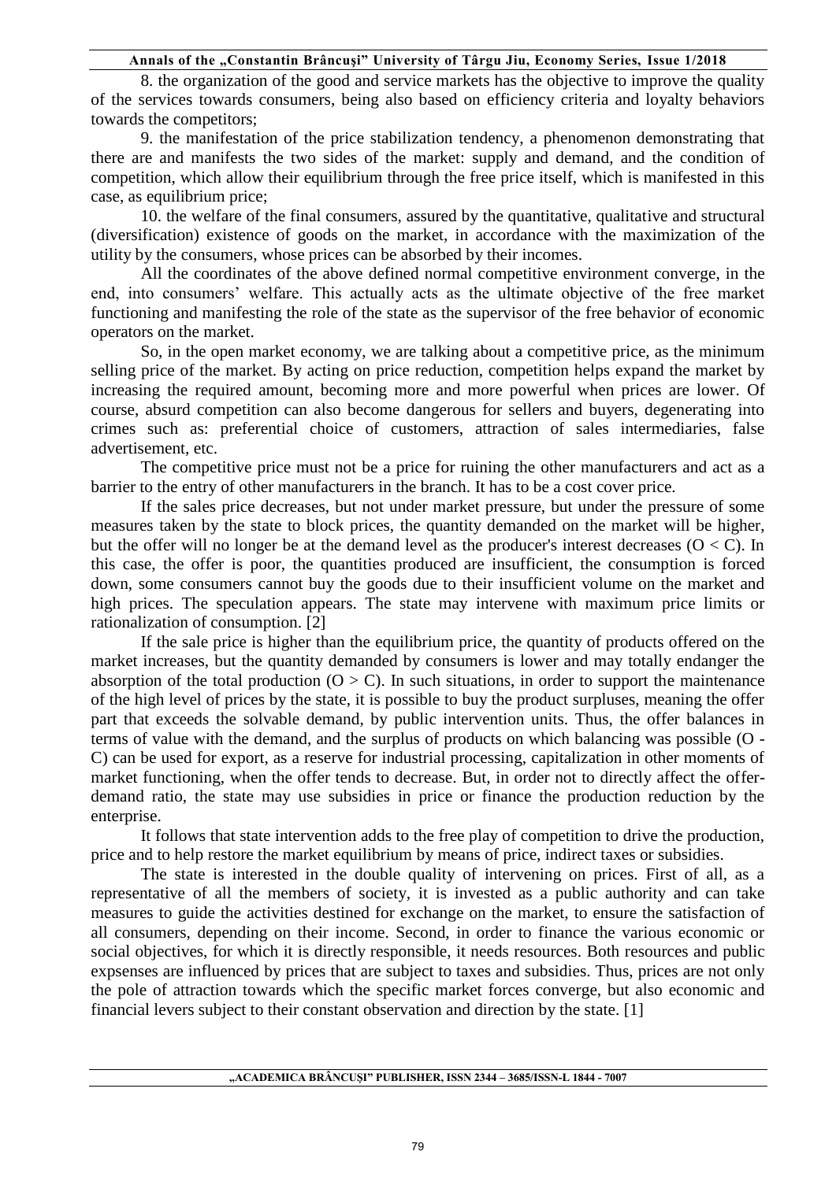8. the organization of the good and service markets has the objective to improve the quality of the services towards consumers, being also based on efficiency criteria and loyalty behaviors towards the competitors;

9. the manifestation of the price stabilization tendency, a phenomenon demonstrating that there are and manifests the two sides of the market: supply and demand, and the condition of competition, which allow their equilibrium through the free price itself, which is manifested in this case, as equilibrium price;

10. the welfare of the final consumers, assured by the quantitative, qualitative and structural (diversification) existence of goods on the market, in accordance with the maximization of the utility by the consumers, whose prices can be absorbed by their incomes.

All the coordinates of the above defined normal competitive environment converge, in the end, into consumers' welfare. This actually acts as the ultimate objective of the free market functioning and manifesting the role of the state as the supervisor of the free behavior of economic operators on the market.

So, in the open market economy, we are talking about a competitive price, as the minimum selling price of the market. By acting on price reduction, competition helps expand the market by increasing the required amount, becoming more and more powerful when prices are lower. Of course, absurd competition can also become dangerous for sellers and buyers, degenerating into crimes such as: preferential choice of customers, attraction of sales intermediaries, false advertisement, etc.

The competitive price must not be a price for ruining the other manufacturers and act as a barrier to the entry of other manufacturers in the branch. It has to be a cost cover price.

If the sales price decreases, but not under market pressure, but under the pressure of some measures taken by the state to block prices, the quantity demanded on the market will be higher, but the offer will no longer be at the demand level as the producer's interest decreases ($O < C$). In this case, the offer is poor, the quantities produced are insufficient, the consumption is forced down, some consumers cannot buy the goods due to their insufficient volume on the market and high prices. The speculation appears. The state may intervene with maximum price limits or rationalization of consumption. [2]

If the sale price is higher than the equilibrium price, the quantity of products offered on the market increases, but the quantity demanded by consumers is lower and may totally endanger the absorption of the total production ($O > C$). In such situations, in order to support the maintenance of the high level of prices by the state, it is possible to buy the product surpluses, meaning the offer part that exceeds the solvable demand, by public intervention units. Thus, the offer balances in terms of value with the demand, and the surplus of products on which balancing was possible ($O - C$) can be used for export, as a reserve for industrial processing, capitalization in other moments of market functioning, when the offer tends to decrease. But, in order not to directly affect the offer-demand ratio, the state may use subsidies in price or finance the production reduction by the enterprise.

It follows that state intervention adds to the free play of competition to drive the production, price and to help restore the market equilibrium by means of price, indirect taxes or subsidies.

The state is interested in the double quality of intervening on prices. First of all, as a representative of all the members of society, it is invested as a public authority and can take measures to guide the activities destined for exchange on the market, to ensure the satisfaction of all consumers, depending on their income. Second, in order to finance the various economic or social objectives, for which it is directly responsible, it needs resources. Both resources and public expsenses are influenced by prices that are subject to taxes and subsidies. Thus, prices are not only the pole of attraction towards which the specific market forces converge, but also economic and financial levers subject to their constant observation and direction by the state. [1]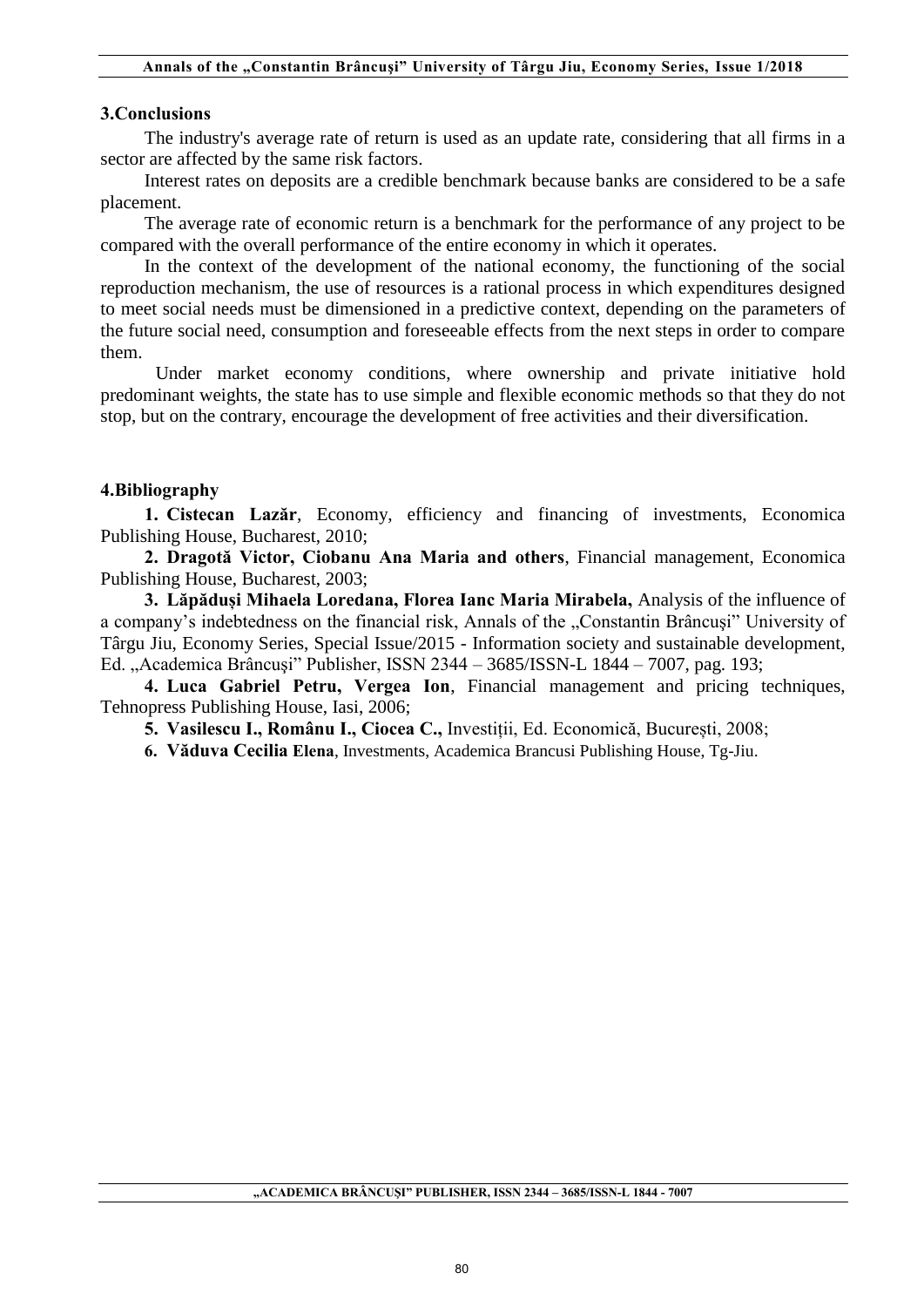## 3.Conclusions

The industry's average rate of return is used as an update rate, considering that all firms in a sector are affected by the same risk factors.

Interest rates on deposits are a credible benchmark because banks are considered to be a safe placement.

The average rate of economic return is a benchmark for the performance of any project to be compared with the overall performance of the entire economy in which it operates.

In the context of the development of the national economy, the functioning of the social reproduction mechanism, the use of resources is a rational process in which expenditures designed to meet social needs must be dimensioned in a predictive context, depending on the parameters of the future social need, consumption and foreseeable effects from the next steps in order to compare them.

Under market economy conditions, where ownership and private initiative hold predominant weights, the state has to use simple and flexible economic methods so that they do not stop, but on the contrary, encourage the development of free activities and their diversification.

## 4.Bibliography

**1. Cistecan Lazăr**, Economy, efficiency and financing of investments, Economica Publishing House, Bucharest, 2010;

**2. Dragotă Victor, Ciobanu Ana Maria and others**, Financial management, Economica Publishing House, Bucharest, 2003;

**3. Lăpăduși Mihaela Loredana, Florea Ianc Maria Mirabela,** Analysis of the influence of a company's indebtedness on the financial risk, Annals of the „Constantin Brâncuşi" University of Târgu Jiu, Economy Series, Special Issue/2015 - Information society and sustainable development, Ed. „Academica Brâncuși" Publisher, ISSN 2344 – 3685/ISSN-L 1844 – 7007, pag. 193;

**4. Luca Gabriel Petru, Vergea Ion**, Financial management and pricing techniques, Tehnopress Publishing House, Iasi, 2006;

**5. Vasilescu I., Românu I., Ciocea C.,** Investiții, Ed. Economică, București, 2008;

**6. Văduva Cecilia Elena**, Investments, Academica Brancusi Publishing House, Tg-Jiu.